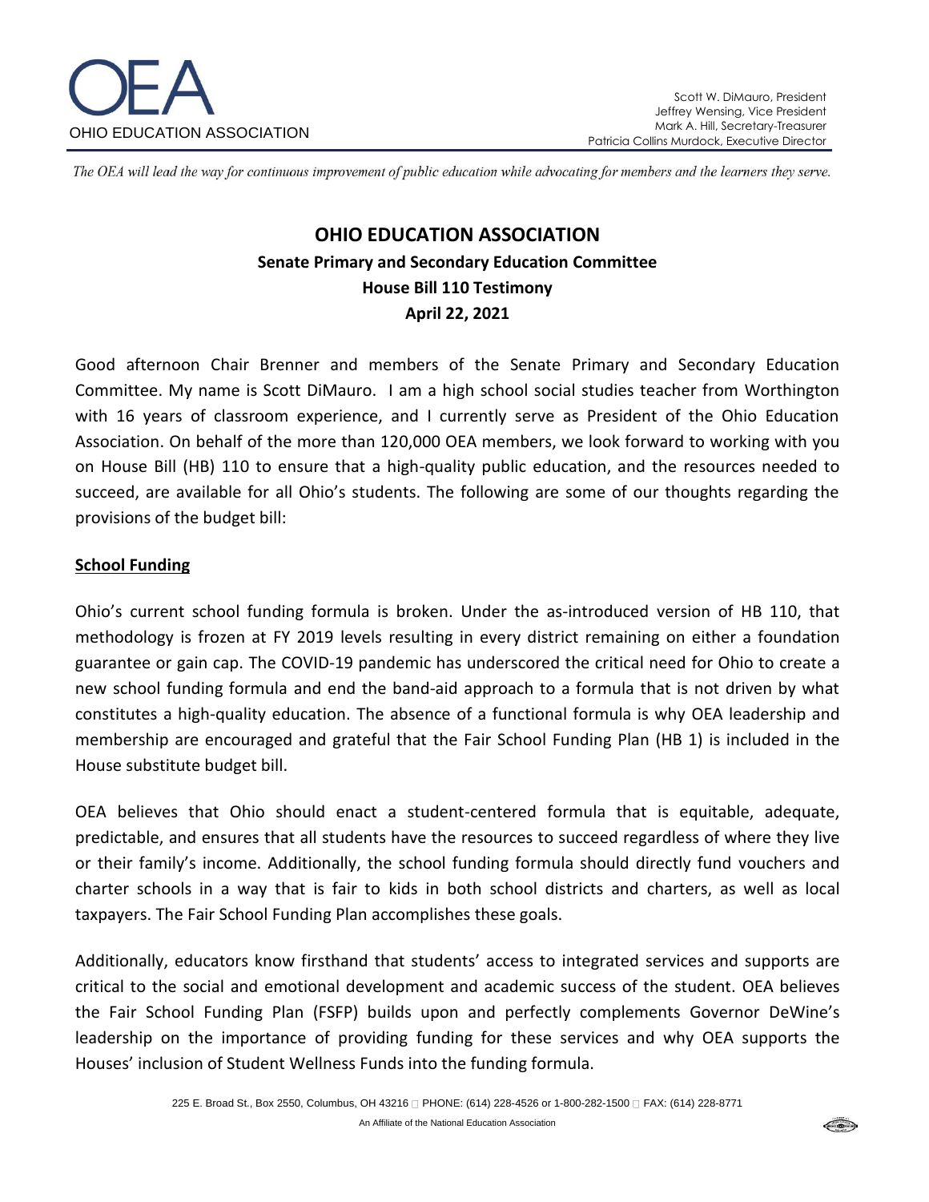OHIO EDUCATION ASSOCIATION

Scott W. DiMauro, President
Jeffrey Wensing, Vice President
Mark A. Hill, Secretary-Treasurer
Patricia Collins Murdock, Executive Director

*The OEA will lead the way for continuous improvement of public education while advocating for members and the learners they serve.*

# OHIO EDUCATION ASSOCIATION

## Senate Primary and Secondary Education Committee

## House Bill 110 Testimony

## April 22, 2021

Good afternoon Chair Brenner and members of the Senate Primary and Secondary Education Committee. My name is Scott DiMauro. I am a high school social studies teacher from Worthington with 16 years of classroom experience, and I currently serve as President of the Ohio Education Association. On behalf of the more than 120,000 OEA members, we look forward to working with you on House Bill (HB) 110 to ensure that a high-quality public education, and the resources needed to succeed, are available for all Ohio's students. The following are some of our thoughts regarding the provisions of the budget bill:

**School Funding**

Ohio's current school funding formula is broken. Under the as-introduced version of HB 110, that methodology is frozen at FY 2019 levels resulting in every district remaining on either a foundation guarantee or gain cap. The COVID-19 pandemic has underscored the critical need for Ohio to create a new school funding formula and end the band-aid approach to a formula that is not driven by what constitutes a high-quality education. The absence of a functional formula is why OEA leadership and membership are encouraged and grateful that the Fair School Funding Plan (HB 1) is included in the House substitute budget bill.

OEA believes that Ohio should enact a student-centered formula that is equitable, adequate, predictable, and ensures that all students have the resources to succeed regardless of where they live or their family's income. Additionally, the school funding formula should directly fund vouchers and charter schools in a way that is fair to kids in both school districts and charters, as well as local taxpayers. The Fair School Funding Plan accomplishes these goals.

Additionally, educators know firsthand that students' access to integrated services and supports are critical to the social and emotional development and academic success of the student. OEA believes the Fair School Funding Plan (FSFP) builds upon and perfectly complements Governor DeWine's leadership on the importance of providing funding for these services and why OEA supports the Houses' inclusion of Student Wellness Funds into the funding formula.

225 E. Broad St., Box 2550, Columbus, OH 43216 PHONE: (614) 228-4526 or 1-800-282-1500 FAX: (614) 228-8771

An Affiliate of the National Education Association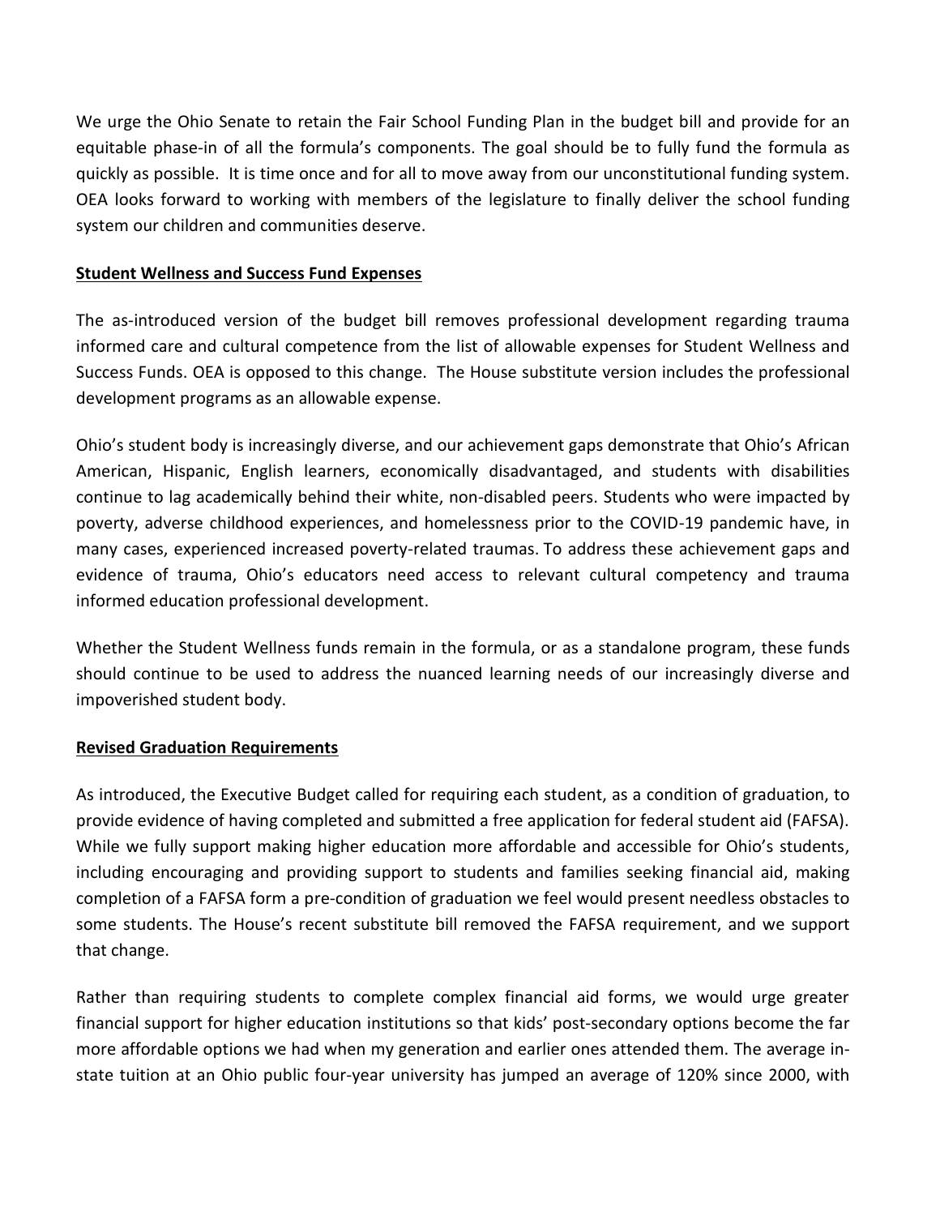We urge the Ohio Senate to retain the Fair School Funding Plan in the budget bill and provide for an equitable phase-in of all the formula's components. The goal should be to fully fund the formula as quickly as possible. It is time once and for all to move away from our unconstitutional funding system. OEA looks forward to working with members of the legislature to finally deliver the school funding system our children and communities deserve.

**Student Wellness and Success Fund Expenses**

The as-introduced version of the budget bill removes professional development regarding trauma informed care and cultural competence from the list of allowable expenses for Student Wellness and Success Funds. OEA is opposed to this change. The House substitute version includes the professional development programs as an allowable expense.

Ohio's student body is increasingly diverse, and our achievement gaps demonstrate that Ohio's African American, Hispanic, English learners, economically disadvantaged, and students with disabilities continue to lag academically behind their white, non-disabled peers. Students who were impacted by poverty, adverse childhood experiences, and homelessness prior to the COVID-19 pandemic have, in many cases, experienced increased poverty-related traumas. To address these achievement gaps and evidence of trauma, Ohio's educators need access to relevant cultural competency and trauma informed education professional development.

Whether the Student Wellness funds remain in the formula, or as a standalone program, these funds should continue to be used to address the nuanced learning needs of our increasingly diverse and impoverished student body.

**Revised Graduation Requirements**

As introduced, the Executive Budget called for requiring each student, as a condition of graduation, to provide evidence of having completed and submitted a free application for federal student aid (FAFSA). While we fully support making higher education more affordable and accessible for Ohio's students, including encouraging and providing support to students and families seeking financial aid, making completion of a FAFSA form a pre-condition of graduation we feel would present needless obstacles to some students. The House's recent substitute bill removed the FAFSA requirement, and we support that change.

Rather than requiring students to complete complex financial aid forms, we would urge greater financial support for higher education institutions so that kids' post-secondary options become the far more affordable options we had when my generation and earlier ones attended them. The average in-state tuition at an Ohio public four-year university has jumped an average of 120% since 2000, with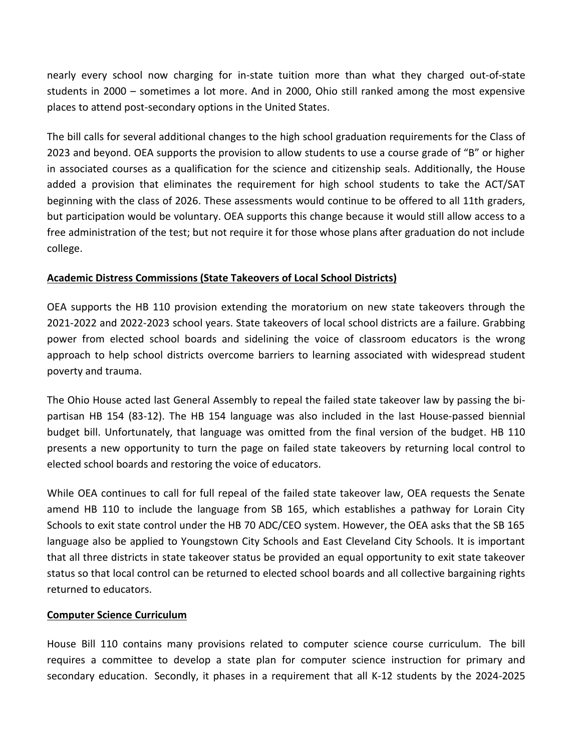nearly every school now charging for in-state tuition more than what they charged out-of-state students in 2000 – sometimes a lot more. And in 2000, Ohio still ranked among the most expensive places to attend post-secondary options in the United States.

The bill calls for several additional changes to the high school graduation requirements for the Class of 2023 and beyond. OEA supports the provision to allow students to use a course grade of "B" or higher in associated courses as a qualification for the science and citizenship seals. Additionally, the House added a provision that eliminates the requirement for high school students to take the ACT/SAT beginning with the class of 2026. These assessments would continue to be offered to all 11th graders, but participation would be voluntary. OEA supports this change because it would still allow access to a free administration of the test; but not require it for those whose plans after graduation do not include college.

**Academic Distress Commissions (State Takeovers of Local School Districts)**

OEA supports the HB 110 provision extending the moratorium on new state takeovers through the 2021-2022 and 2022-2023 school years. State takeovers of local school districts are a failure. Grabbing power from elected school boards and sidelining the voice of classroom educators is the wrong approach to help school districts overcome barriers to learning associated with widespread student poverty and trauma.

The Ohio House acted last General Assembly to repeal the failed state takeover law by passing the bi-partisan HB 154 (83-12). The HB 154 language was also included in the last House-passed biennial budget bill. Unfortunately, that language was omitted from the final version of the budget. HB 110 presents a new opportunity to turn the page on failed state takeovers by returning local control to elected school boards and restoring the voice of educators.

While OEA continues to call for full repeal of the failed state takeover law, OEA requests the Senate amend HB 110 to include the language from SB 165, which establishes a pathway for Lorain City Schools to exit state control under the HB 70 ADC/CEO system. However, the OEA asks that the SB 165 language also be applied to Youngstown City Schools and East Cleveland City Schools. It is important that all three districts in state takeover status be provided an equal opportunity to exit state takeover status so that local control can be returned to elected school boards and all collective bargaining rights returned to educators.

**Computer Science Curriculum**

House Bill 110 contains many provisions related to computer science course curriculum. The bill requires a committee to develop a state plan for computer science instruction for primary and secondary education. Secondly, it phases in a requirement that all K-12 students by the 2024-2025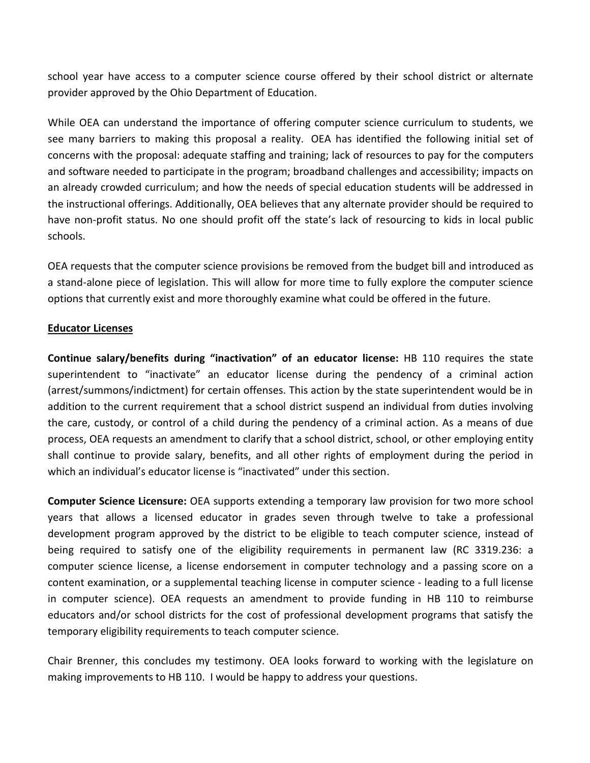school year have access to a computer science course offered by their school district or alternate provider approved by the Ohio Department of Education.

While OEA can understand the importance of offering computer science curriculum to students, we see many barriers to making this proposal a reality. OEA has identified the following initial set of concerns with the proposal: adequate staffing and training; lack of resources to pay for the computers and software needed to participate in the program; broadband challenges and accessibility; impacts on an already crowded curriculum; and how the needs of special education students will be addressed in the instructional offerings. Additionally, OEA believes that any alternate provider should be required to have non-profit status. No one should profit off the state's lack of resourcing to kids in local public schools.

OEA requests that the computer science provisions be removed from the budget bill and introduced as a stand-alone piece of legislation. This will allow for more time to fully explore the computer science options that currently exist and more thoroughly examine what could be offered in the future.

**Educator Licenses**

**Continue salary/benefits during "inactivation" of an educator license:** HB 110 requires the state superintendent to "inactivate" an educator license during the pendency of a criminal action (arrest/summons/indictment) for certain offenses. This action by the state superintendent would be in addition to the current requirement that a school district suspend an individual from duties involving the care, custody, or control of a child during the pendency of a criminal action. As a means of due process, OEA requests an amendment to clarify that a school district, school, or other employing entity shall continue to provide salary, benefits, and all other rights of employment during the period in which an individual's educator license is "inactivated" under this section.

**Computer Science Licensure:** OEA supports extending a temporary law provision for two more school years that allows a licensed educator in grades seven through twelve to take a professional development program approved by the district to be eligible to teach computer science, instead of being required to satisfy one of the eligibility requirements in permanent law (RC 3319.236: a computer science license, a license endorsement in computer technology and a passing score on a content examination, or a supplemental teaching license in computer science - leading to a full license in computer science). OEA requests an amendment to provide funding in HB 110 to reimburse educators and/or school districts for the cost of professional development programs that satisfy the temporary eligibility requirements to teach computer science.

Chair Brenner, this concludes my testimony. OEA looks forward to working with the legislature on making improvements to HB 110. I would be happy to address your questions.